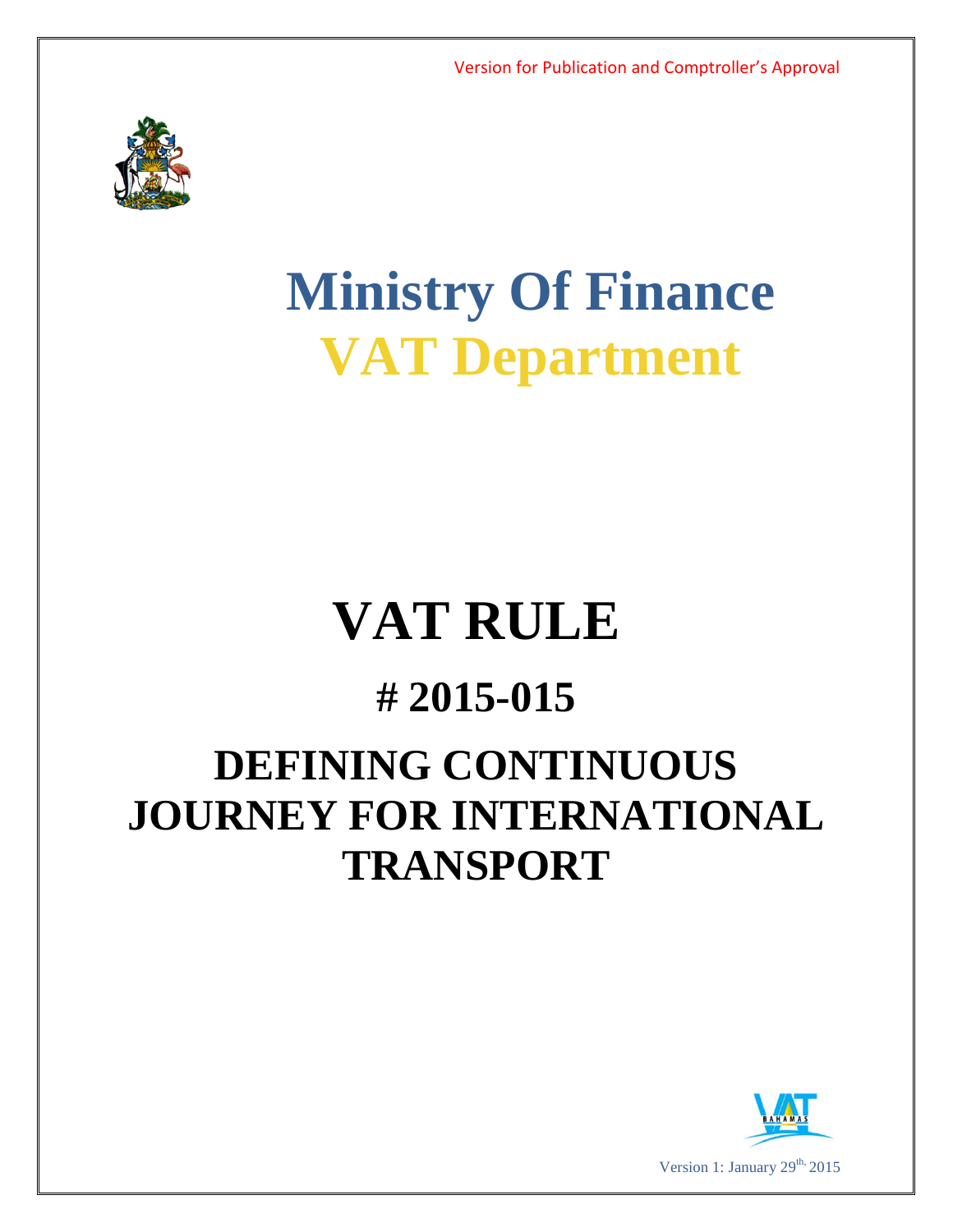Version for Publication and Comptroller's Approval

# Ministry Of Finance

# VAT Department

# VAT RULE

## # 2015-015

## DEFINING CONTINUOUS JOURNEY FOR INTERNATIONAL TRANSPORT

Version 1: January 29th, 2015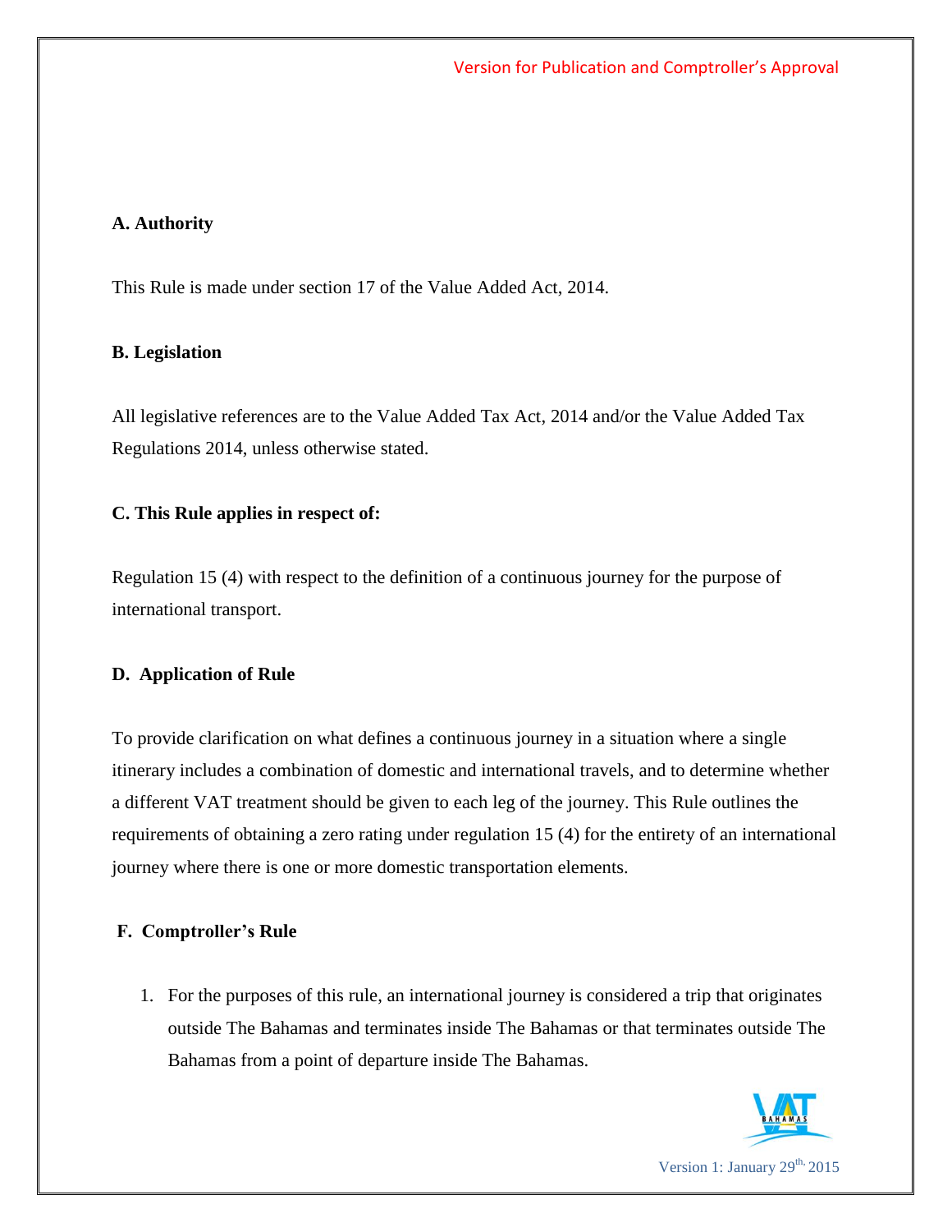## A. Authority

This Rule is made under section 17 of the Value Added Act, 2014.

## B. Legislation

All legislative references are to the Value Added Tax Act, 2014 and/or the Value Added Tax Regulations 2014, unless otherwise stated.

## C. This Rule applies in respect of:

Regulation 15 (4) with respect to the definition of a continuous journey for the purpose of international transport.

## D. Application of Rule

To provide clarification on what defines a continuous journey in a situation where a single itinerary includes a combination of domestic and international travels, and to determine whether a different VAT treatment should be given to each leg of the journey. This Rule outlines the requirements of obtaining a zero rating under regulation 15 (4) for the entirety of an international journey where there is one or more domestic transportation elements.

## F. Comptroller's Rule

1. For the purposes of this rule, an international journey is considered a trip that originates outside The Bahamas and terminates inside The Bahamas or that terminates outside The Bahamas from a point of departure inside The Bahamas.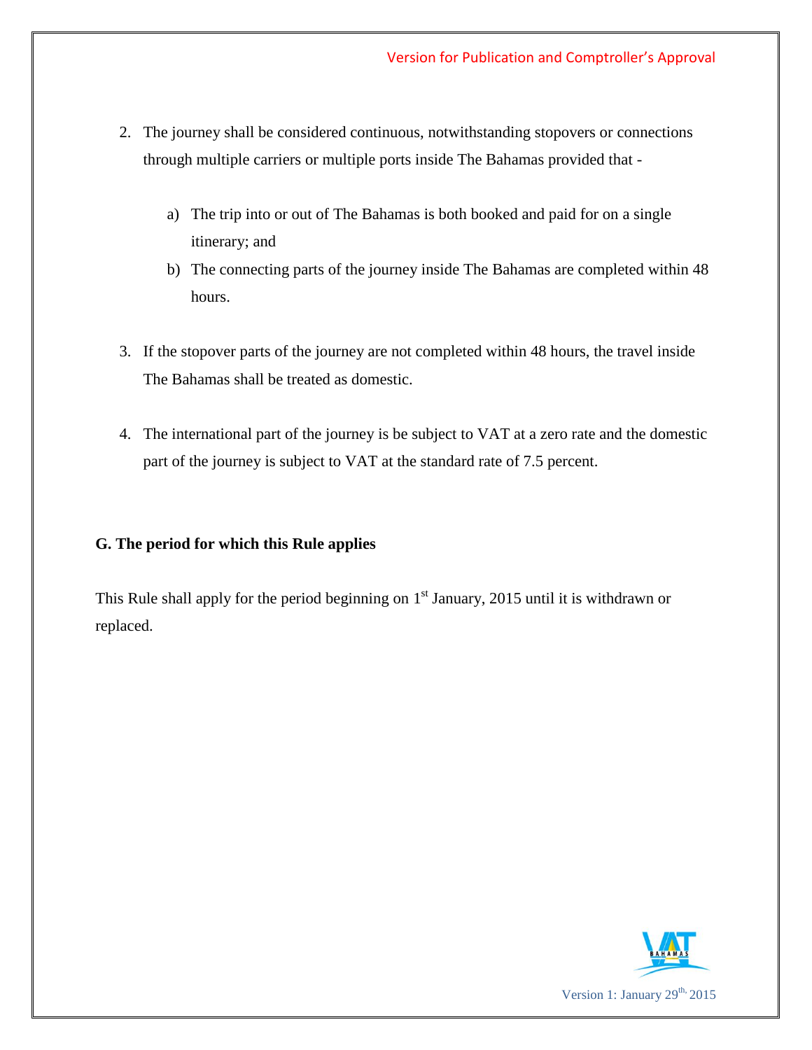2. The journey shall be considered continuous, notwithstanding stopovers or connections through multiple carriers or multiple ports inside The Bahamas provided that -

   a) The trip into or out of The Bahamas is both booked and paid for on a single itinerary; and

   b) The connecting parts of the journey inside The Bahamas are completed within 48 hours.

3. If the stopover parts of the journey are not completed within 48 hours, the travel inside The Bahamas shall be treated as domestic.

4. The international part of the journey is be subject to VAT at a zero rate and the domestic part of the journey is subject to VAT at the standard rate of 7.5 percent.

**G. The period for which this Rule applies**

This Rule shall apply for the period beginning on 1st January, 2015 until it is withdrawn or replaced.